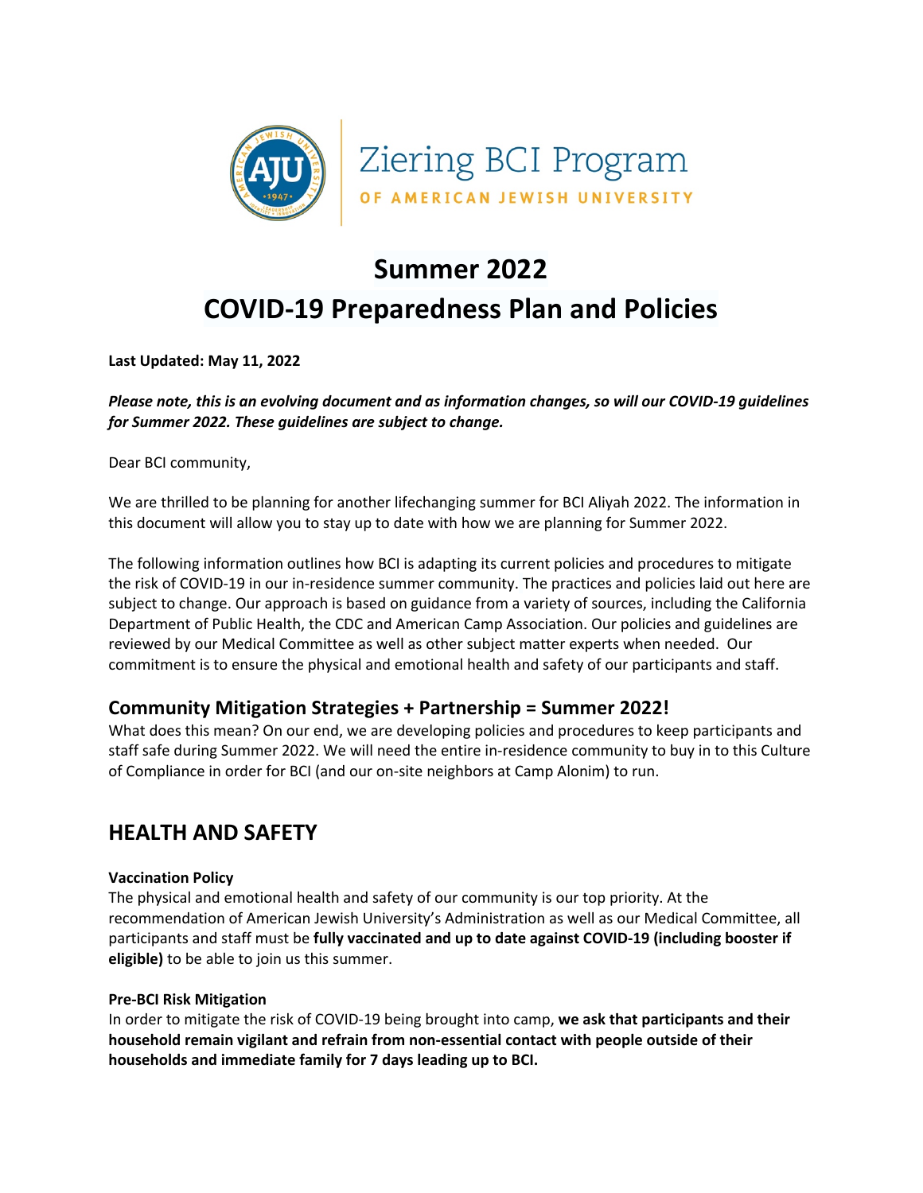Ziering BCI Program

OF AMERICAN JEWISH UNIVERSITY

# Summer 2022
# COVID-19 Preparedness Plan and Policies

**Last Updated: May 11, 2022**

***Please note, this is an evolving document and as information changes, so will our COVID-19 guidelines for Summer 2022. These guidelines are subject to change.***

Dear BCI community,

We are thrilled to be planning for another lifechanging summer for BCI Aliyah 2022. The information in this document will allow you to stay up to date with how we are planning for Summer 2022.

The following information outlines how BCI is adapting its current policies and procedures to mitigate the risk of COVID-19 in our in-residence summer community. The practices and policies laid out here are subject to change. Our approach is based on guidance from a variety of sources, including the California Department of Public Health, the CDC and American Camp Association. Our policies and guidelines are reviewed by our Medical Committee as well as other subject matter experts when needed. Our commitment is to ensure the physical and emotional health and safety of our participants and staff.

### Community Mitigation Strategies + Partnership = Summer 2022!

What does this mean? On our end, we are developing policies and procedures to keep participants and staff safe during Summer 2022. We will need the entire in-residence community to buy in to this Culture of Compliance in order for BCI (and our on-site neighbors at Camp Alonim) to run.

## HEALTH AND SAFETY

**Vaccination Policy**

The physical and emotional health and safety of our community is our top priority. At the recommendation of American Jewish University's Administration as well as our Medical Committee, all participants and staff must be **fully vaccinated and up to date against COVID-19 (including booster if eligible)** to be able to join us this summer.

**Pre-BCI Risk Mitigation**

In order to mitigate the risk of COVID-19 being brought into camp, **we ask that participants and their household remain vigilant and refrain from non-essential contact with people outside of their households and immediate family for 7 days leading up to BCI.**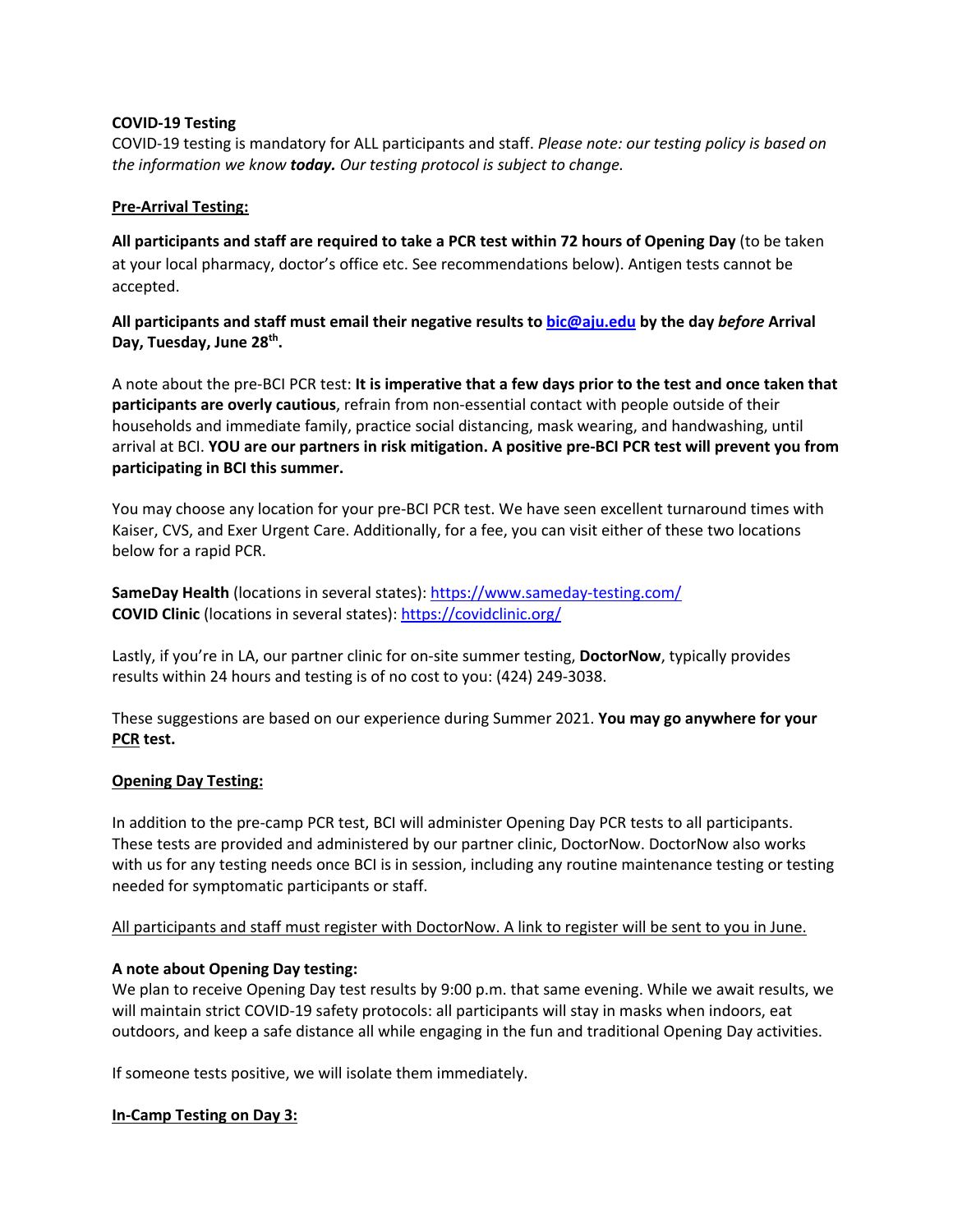**COVID-19 Testing**

COVID-19 testing is mandatory for ALL participants and staff. *Please note: our testing policy is based on the information we know **today.** Our testing protocol is subject to change.*

**Pre-Arrival Testing:**

**All participants and staff are required to take a PCR test within 72 hours of Opening Day** (to be taken at your local pharmacy, doctor's office etc. See recommendations below). Antigen tests cannot be accepted.

**All participants and staff must email their negative results to [bic@aju.edu](mailto:bic@aju.edu) by the day *before* Arrival Day, Tuesday, June 28th.**

A note about the pre-BCI PCR test: **It is imperative that a few days prior to the test and once taken that participants are overly cautious**, refrain from non-essential contact with people outside of their households and immediate family, practice social distancing, mask wearing, and handwashing, until arrival at BCI. **YOU are our partners in risk mitigation. A positive pre-BCI PCR test will prevent you from participating in BCI this summer.**

You may choose any location for your pre-BCI PCR test. We have seen excellent turnaround times with Kaiser, CVS, and Exer Urgent Care. Additionally, for a fee, you can visit either of these two locations below for a rapid PCR.

**SameDay Health** (locations in several states): https://www.sameday-testing.com/
**COVID Clinic** (locations in several states): https://covidclinic.org/

Lastly, if you're in LA, our partner clinic for on-site summer testing, **DoctorNow**, typically provides results within 24 hours and testing is of no cost to you: (424) 249-3038.

These suggestions are based on our experience during Summer 2021. **You may go anywhere for your PCR test.**

**Opening Day Testing:**

In addition to the pre-camp PCR test, BCI will administer Opening Day PCR tests to all participants. These tests are provided and administered by our partner clinic, DoctorNow. DoctorNow also works with us for any testing needs once BCI is in session, including any routine maintenance testing or testing needed for symptomatic participants or staff.

All participants and staff must register with DoctorNow. A link to register will be sent to you in June.

**A note about Opening Day testing:**

We plan to receive Opening Day test results by 9:00 p.m. that same evening. While we await results, we will maintain strict COVID-19 safety protocols: all participants will stay in masks when indoors, eat outdoors, and keep a safe distance all while engaging in the fun and traditional Opening Day activities.

If someone tests positive, we will isolate them immediately.

**In-Camp Testing on Day 3:**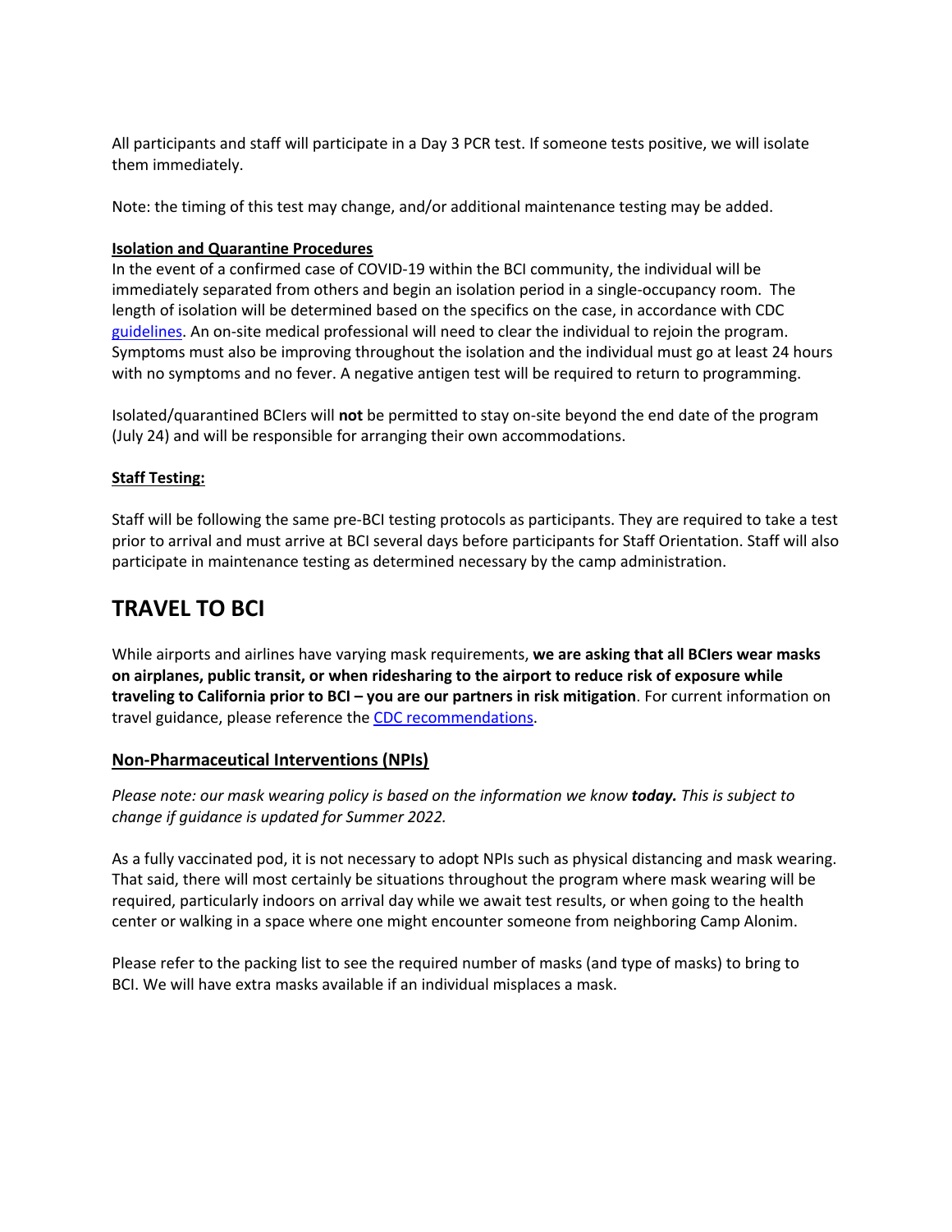All participants and staff will participate in a Day 3 PCR test. If someone tests positive, we will isolate them immediately.

Note: the timing of this test may change, and/or additional maintenance testing may be added.

**Isolation and Quarantine Procedures**

In the event of a confirmed case of COVID-19 within the BCI community, the individual will be immediately separated from others and begin an isolation period in a single-occupancy room. The length of isolation will be determined based on the specifics on the case, in accordance with CDC guidelines. An on-site medical professional will need to clear the individual to rejoin the program. Symptoms must also be improving throughout the isolation and the individual must go at least 24 hours with no symptoms and no fever. A negative antigen test will be required to return to programming.

Isolated/quarantined BCIers will **not** be permitted to stay on-site beyond the end date of the program (July 24) and will be responsible for arranging their own accommodations.

**Staff Testing:**

Staff will be following the same pre-BCI testing protocols as participants. They are required to take a test prior to arrival and must arrive at BCI several days before participants for Staff Orientation. Staff will also participate in maintenance testing as determined necessary by the camp administration.

# TRAVEL TO BCI

While airports and airlines have varying mask requirements, **we are asking that all BCIers wear masks on airplanes, public transit, or when ridesharing to the airport to reduce risk of exposure while traveling to California prior to BCI – you are our partners in risk mitigation**. For current information on travel guidance, please reference the CDC recommendations.

## Non-Pharmaceutical Interventions (NPIs)

*Please note: our mask wearing policy is based on the information we know* ***today.*** *This is subject to change if guidance is updated for Summer 2022.*

As a fully vaccinated pod, it is not necessary to adopt NPIs such as physical distancing and mask wearing. That said, there will most certainly be situations throughout the program where mask wearing will be required, particularly indoors on arrival day while we await test results, or when going to the health center or walking in a space where one might encounter someone from neighboring Camp Alonim.

Please refer to the packing list to see the required number of masks (and type of masks) to bring to BCI. We will have extra masks available if an individual misplaces a mask.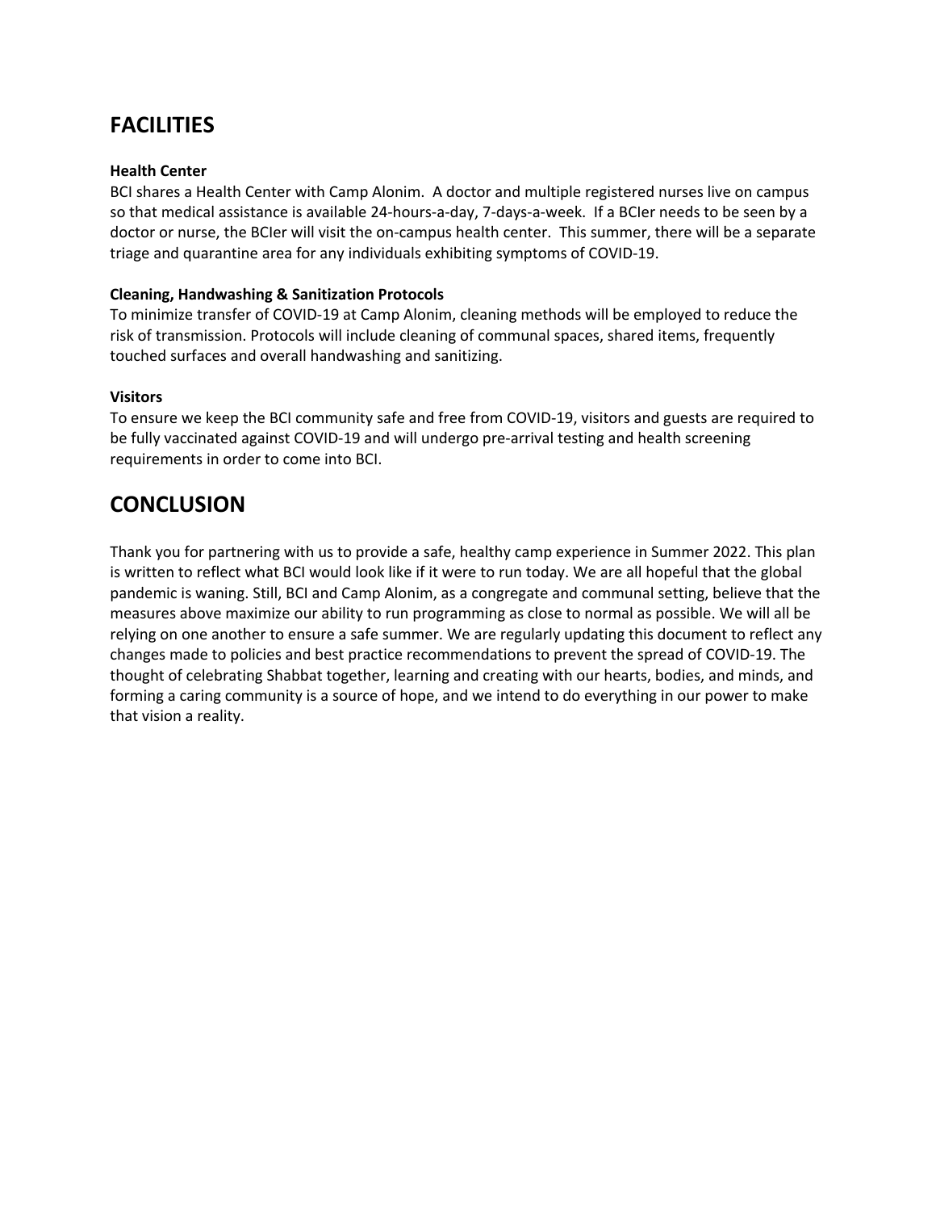## FACILITIES

**Health Center**

BCI shares a Health Center with Camp Alonim. A doctor and multiple registered nurses live on campus so that medical assistance is available 24-hours-a-day, 7-days-a-week. If a BCIer needs to be seen by a doctor or nurse, the BCIer will visit the on-campus health center. This summer, there will be a separate triage and quarantine area for any individuals exhibiting symptoms of COVID-19.

**Cleaning, Handwashing & Sanitization Protocols**

To minimize transfer of COVID-19 at Camp Alonim, cleaning methods will be employed to reduce the risk of transmission. Protocols will include cleaning of communal spaces, shared items, frequently touched surfaces and overall handwashing and sanitizing.

**Visitors**

To ensure we keep the BCI community safe and free from COVID-19, visitors and guests are required to be fully vaccinated against COVID-19 and will undergo pre-arrival testing and health screening requirements in order to come into BCI.

## CONCLUSION

Thank you for partnering with us to provide a safe, healthy camp experience in Summer 2022. This plan is written to reflect what BCI would look like if it were to run today. We are all hopeful that the global pandemic is waning. Still, BCI and Camp Alonim, as a congregate and communal setting, believe that the measures above maximize our ability to run programming as close to normal as possible. We will all be relying on one another to ensure a safe summer. We are regularly updating this document to reflect any changes made to policies and best practice recommendations to prevent the spread of COVID-19. The thought of celebrating Shabbat together, learning and creating with our hearts, bodies, and minds, and forming a caring community is a source of hope, and we intend to do everything in our power to make that vision a reality.